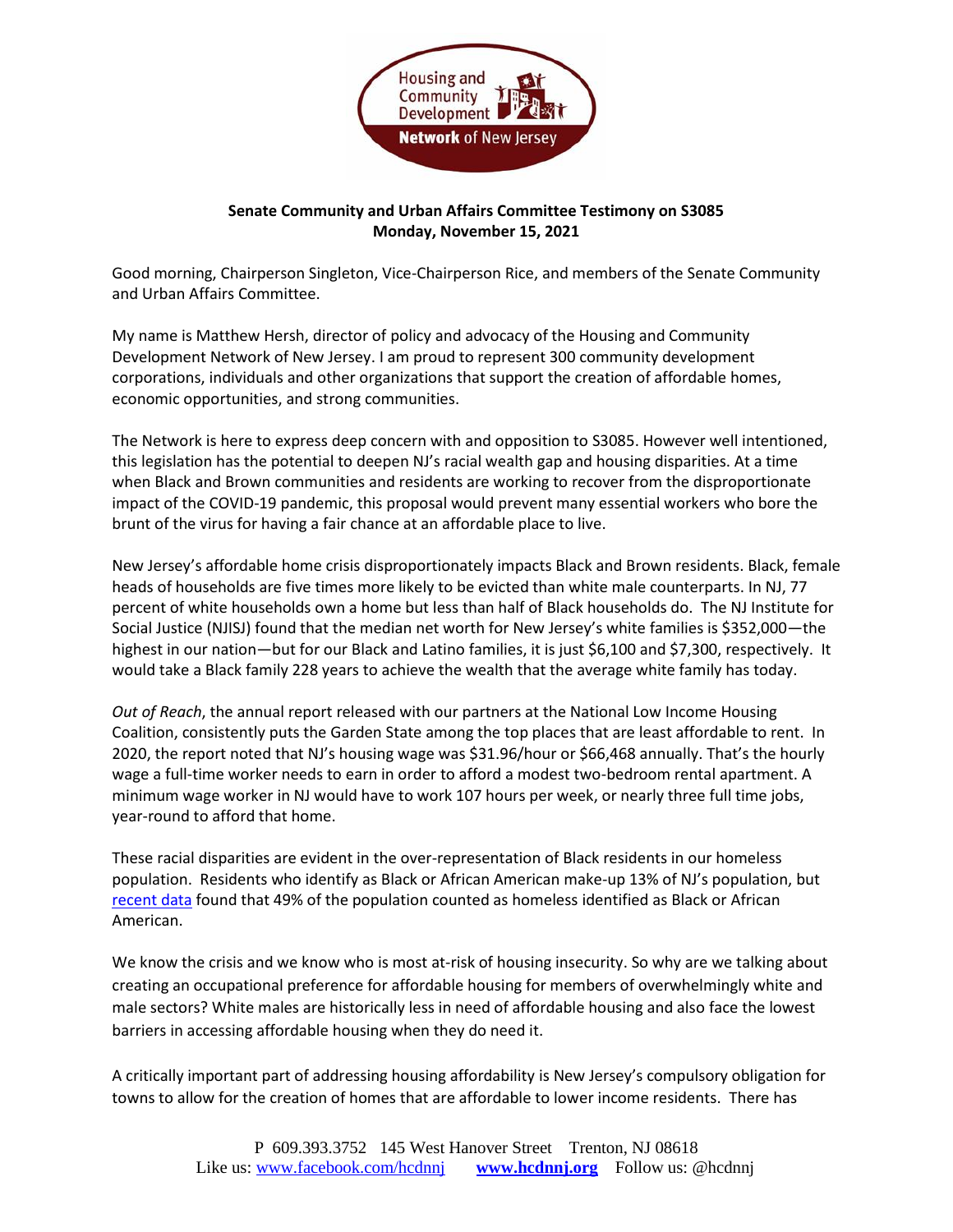**Senate Community and Urban Affairs Committee Testimony on S3085**
**Monday, November 15, 2021**

Good morning, Chairperson Singleton, Vice-Chairperson Rice, and members of the Senate Community and Urban Affairs Committee.

My name is Matthew Hersh, director of policy and advocacy of the Housing and Community Development Network of New Jersey. I am proud to represent 300 community development corporations, individuals and other organizations that support the creation of affordable homes, economic opportunities, and strong communities.

The Network is here to express deep concern with and opposition to S3085. However well intentioned, this legislation has the potential to deepen NJ's racial wealth gap and housing disparities. At a time when Black and Brown communities and residents are working to recover from the disproportionate impact of the COVID-19 pandemic, this proposal would prevent many essential workers who bore the brunt of the virus for having a fair chance at an affordable place to live.

New Jersey's affordable home crisis disproportionately impacts Black and Brown residents. Black, female heads of households are five times more likely to be evicted than white male counterparts. In NJ, 77 percent of white households own a home but less than half of Black households do. The NJ Institute for Social Justice (NJISJ) found that the median net worth for New Jersey's white families is $352,000—the highest in our nation—but for our Black and Latino families, it is just $6,100 and $7,300, respectively. It would take a Black family 228 years to achieve the wealth that the average white family has today.

*Out of Reach*, the annual report released with our partners at the National Low Income Housing Coalition, consistently puts the Garden State among the top places that are least affordable to rent. In 2020, the report noted that NJ's housing wage was $31.96/hour or $66,468 annually. That's the hourly wage a full-time worker needs to earn in order to afford a modest two-bedroom rental apartment. A minimum wage worker in NJ would have to work 107 hours per week, or nearly three full time jobs, year-round to afford that home.

These racial disparities are evident in the over-representation of Black residents in our homeless population. Residents who identify as Black or African American make-up 13% of NJ's population, but recent data found that 49% of the population counted as homeless identified as Black or African American.

We know the crisis and we know who is most at-risk of housing insecurity. So why are we talking about creating an occupational preference for affordable housing for members of overwhelmingly white and male sectors? White males are historically less in need of affordable housing and also face the lowest barriers in accessing affordable housing when they do need it.

A critically important part of addressing housing affordability is New Jersey's compulsory obligation for towns to allow for the creation of homes that are affordable to lower income residents. There has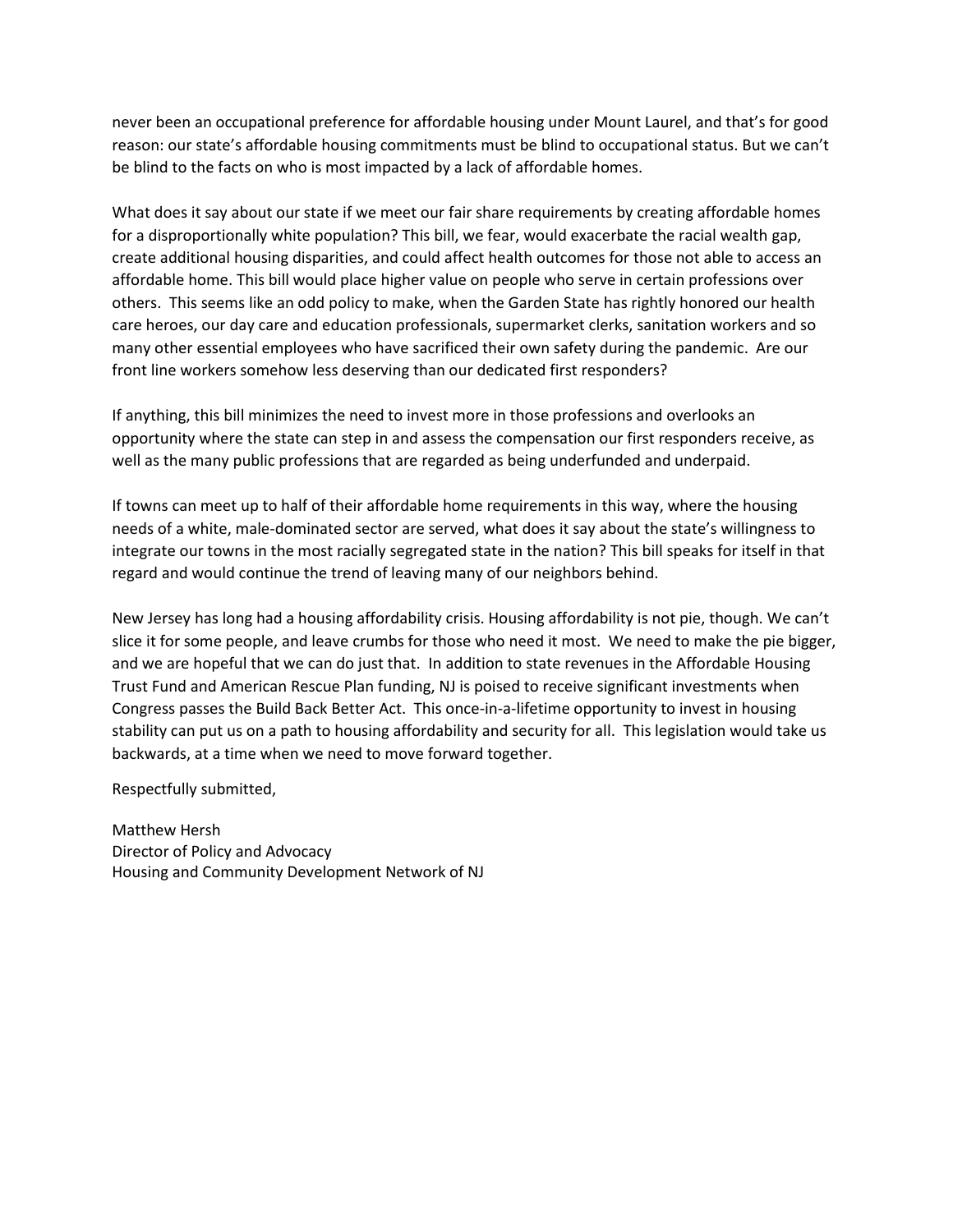never been an occupational preference for affordable housing under Mount Laurel, and that's for good reason: our state's affordable housing commitments must be blind to occupational status. But we can't be blind to the facts on who is most impacted by a lack of affordable homes.

What does it say about our state if we meet our fair share requirements by creating affordable homes for a disproportionally white population? This bill, we fear, would exacerbate the racial wealth gap, create additional housing disparities, and could affect health outcomes for those not able to access an affordable home. This bill would place higher value on people who serve in certain professions over others. This seems like an odd policy to make, when the Garden State has rightly honored our health care heroes, our day care and education professionals, supermarket clerks, sanitation workers and so many other essential employees who have sacrificed their own safety during the pandemic. Are our front line workers somehow less deserving than our dedicated first responders?

If anything, this bill minimizes the need to invest more in those professions and overlooks an opportunity where the state can step in and assess the compensation our first responders receive, as well as the many public professions that are regarded as being underfunded and underpaid.

If towns can meet up to half of their affordable home requirements in this way, where the housing needs of a white, male-dominated sector are served, what does it say about the state's willingness to integrate our towns in the most racially segregated state in the nation? This bill speaks for itself in that regard and would continue the trend of leaving many of our neighbors behind.

New Jersey has long had a housing affordability crisis. Housing affordability is not pie, though. We can't slice it for some people, and leave crumbs for those who need it most. We need to make the pie bigger, and we are hopeful that we can do just that. In addition to state revenues in the Affordable Housing Trust Fund and American Rescue Plan funding, NJ is poised to receive significant investments when Congress passes the Build Back Better Act. This once-in-a-lifetime opportunity to invest in housing stability can put us on a path to housing affordability and security for all. This legislation would take us backwards, at a time when we need to move forward together.

Respectfully submitted,

Matthew Hersh
Director of Policy and Advocacy
Housing and Community Development Network of NJ